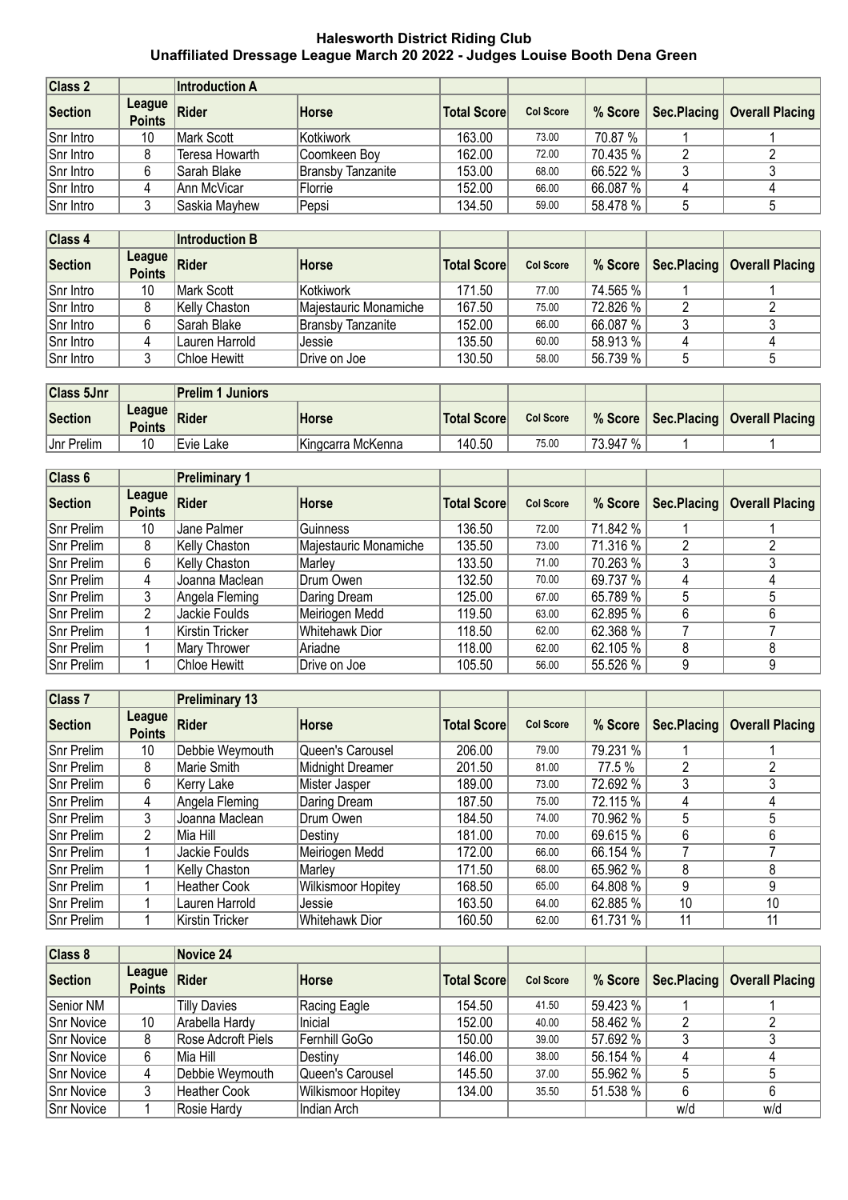# Halesworth District Riding Club
## Unaffiliated Dressage League March 20 2022 - Judges Louise Booth Dena Green

| Class 2 | | Introduction A | | | | | | |
|---|---|---|---|---|---|---|---|---|
| Section | League Points | Rider | Horse | Total Score | Col Score | % Score | Sec.Placing | Overall Placing |
| Snr Intro | 10 | Mark Scott | Kotkiwork | 163.00 | 73.00 | 70.87 % | 1 | 1 |
| Snr Intro | 8 | Teresa Howarth | Coomkeen Boy | 162.00 | 72.00 | 70.435 % | 2 | 2 |
| Snr Intro | 6 | Sarah Blake | Bransby Tanzanite | 153.00 | 68.00 | 66.522 % | 3 | 3 |
| Snr Intro | 4 | Ann McVicar | Florrie | 152.00 | 66.00 | 66.087 % | 4 | 4 |
| Snr Intro | 3 | Saskia Mayhew | Pepsi | 134.50 | 59.00 | 58.478 % | 5 | 5 |

| Class 4 | | Introduction B | | | | | | |
|---|---|---|---|---|---|---|---|---|
| Section | League Points | Rider | Horse | Total Score | Col Score | % Score | Sec.Placing | Overall Placing |
| Snr Intro | 10 | Mark Scott | Kotkiwork | 171.50 | 77.00 | 74.565 % | 1 | 1 |
| Snr Intro | 8 | Kelly Chaston | Majestauric Monamiche | 167.50 | 75.00 | 72.826 % | 2 | 2 |
| Snr Intro | 6 | Sarah Blake | Bransby Tanzanite | 152.00 | 66.00 | 66.087 % | 3 | 3 |
| Snr Intro | 4 | Lauren Harrold | Jessie | 135.50 | 60.00 | 58.913 % | 4 | 4 |
| Snr Intro | 3 | Chloe Hewitt | Drive on Joe | 130.50 | 58.00 | 56.739 % | 5 | 5 |

| Class 5Jnr | | Prelim 1 Juniors | | | | | | |
|---|---|---|---|---|---|---|---|---|
| Section | League Points | Rider | Horse | Total Score | Col Score | % Score | Sec.Placing | Overall Placing |
| Jnr Prelim | 10 | Evie Lake | Kingcarra McKenna | 140.50 | 75.00 | 73.947 % | 1 | 1 |

| Class 6 | | Preliminary 1 | | | | | | |
|---|---|---|---|---|---|---|---|---|
| Section | League Points | Rider | Horse | Total Score | Col Score | % Score | Sec.Placing | Overall Placing |
| Snr Prelim | 10 | Jane Palmer | Guinness | 136.50 | 72.00 | 71.842 % | 1 | 1 |
| Snr Prelim | 8 | Kelly Chaston | Majestauric Monamiche | 135.50 | 73.00 | 71.316 % | 2 | 2 |
| Snr Prelim | 6 | Kelly Chaston | Marley | 133.50 | 71.00 | 70.263 % | 3 | 3 |
| Snr Prelim | 4 | Joanna Maclean | Drum Owen | 132.50 | 70.00 | 69.737 % | 4 | 4 |
| Snr Prelim | 3 | Angela Fleming | Daring Dream | 125.00 | 67.00 | 65.789 % | 5 | 5 |
| Snr Prelim | 2 | Jackie Foulds | Meiriogen Medd | 119.50 | 63.00 | 62.895 % | 6 | 6 |
| Snr Prelim | 1 | Kirstin Tricker | Whitehawk Dior | 118.50 | 62.00 | 62.368 % | 7 | 7 |
| Snr Prelim | 1 | Mary Thrower | Ariadne | 118.00 | 62.00 | 62.105 % | 8 | 8 |
| Snr Prelim | 1 | Chloe Hewitt | Drive on Joe | 105.50 | 56.00 | 55.526 % | 9 | 9 |

| Class 7 | | Preliminary 13 | | | | | | |
|---|---|---|---|---|---|---|---|---|
| Section | League Points | Rider | Horse | Total Score | Col Score | % Score | Sec.Placing | Overall Placing |
| Snr Prelim | 10 | Debbie Weymouth | Queen's Carousel | 206.00 | 79.00 | 79.231 % | 1 | 1 |
| Snr Prelim | 8 | Marie Smith | Midnight Dreamer | 201.50 | 81.00 | 77.5 % | 2 | 2 |
| Snr Prelim | 6 | Kerry Lake | Mister Jasper | 189.00 | 73.00 | 72.692 % | 3 | 3 |
| Snr Prelim | 4 | Angela Fleming | Daring Dream | 187.50 | 75.00 | 72.115 % | 4 | 4 |
| Snr Prelim | 3 | Joanna Maclean | Drum Owen | 184.50 | 74.00 | 70.962 % | 5 | 5 |
| Snr Prelim | 2 | Mia Hill | Destiny | 181.00 | 70.00 | 69.615 % | 6 | 6 |
| Snr Prelim | 1 | Jackie Foulds | Meiriogen Medd | 172.00 | 66.00 | 66.154 % | 7 | 7 |
| Snr Prelim | 1 | Kelly Chaston | Marley | 171.50 | 68.00 | 65.962 % | 8 | 8 |
| Snr Prelim | 1 | Heather Cook | Wilkismoor Hopitey | 168.50 | 65.00 | 64.808 % | 9 | 9 |
| Snr Prelim | 1 | Lauren Harrold | Jessie | 163.50 | 64.00 | 62.885 % | 10 | 10 |
| Snr Prelim | 1 | Kirstin Tricker | Whitehawk Dior | 160.50 | 62.00 | 61.731 % | 11 | 11 |

| Class 8 | | Novice 24 | | | | | | |
|---|---|---|---|---|---|---|---|---|
| Section | League Points | Rider | Horse | Total Score | Col Score | % Score | Sec.Placing | Overall Placing |
| Senior NM | | Tilly Davies | Racing Eagle | 154.50 | 41.50 | 59.423 % | 1 | 1 |
| Snr Novice | 10 | Arabella Hardy | Inicial | 152.00 | 40.00 | 58.462 % | 2 | 2 |
| Snr Novice | 8 | Rose Adcroft Piels | Fernhill GoGo | 150.00 | 39.00 | 57.692 % | 3 | 3 |
| Snr Novice | 6 | Mia Hill | Destiny | 146.00 | 38.00 | 56.154 % | 4 | 4 |
| Snr Novice | 4 | Debbie Weymouth | Queen's Carousel | 145.50 | 37.00 | 55.962 % | 5 | 5 |
| Snr Novice | 3 | Heather Cook | Wilkismoor Hopitey | 134.00 | 35.50 | 51.538 % | 6 | 6 |
| Snr Novice | 1 | Rosie Hardy | Indian Arch | | | | w/d | w/d |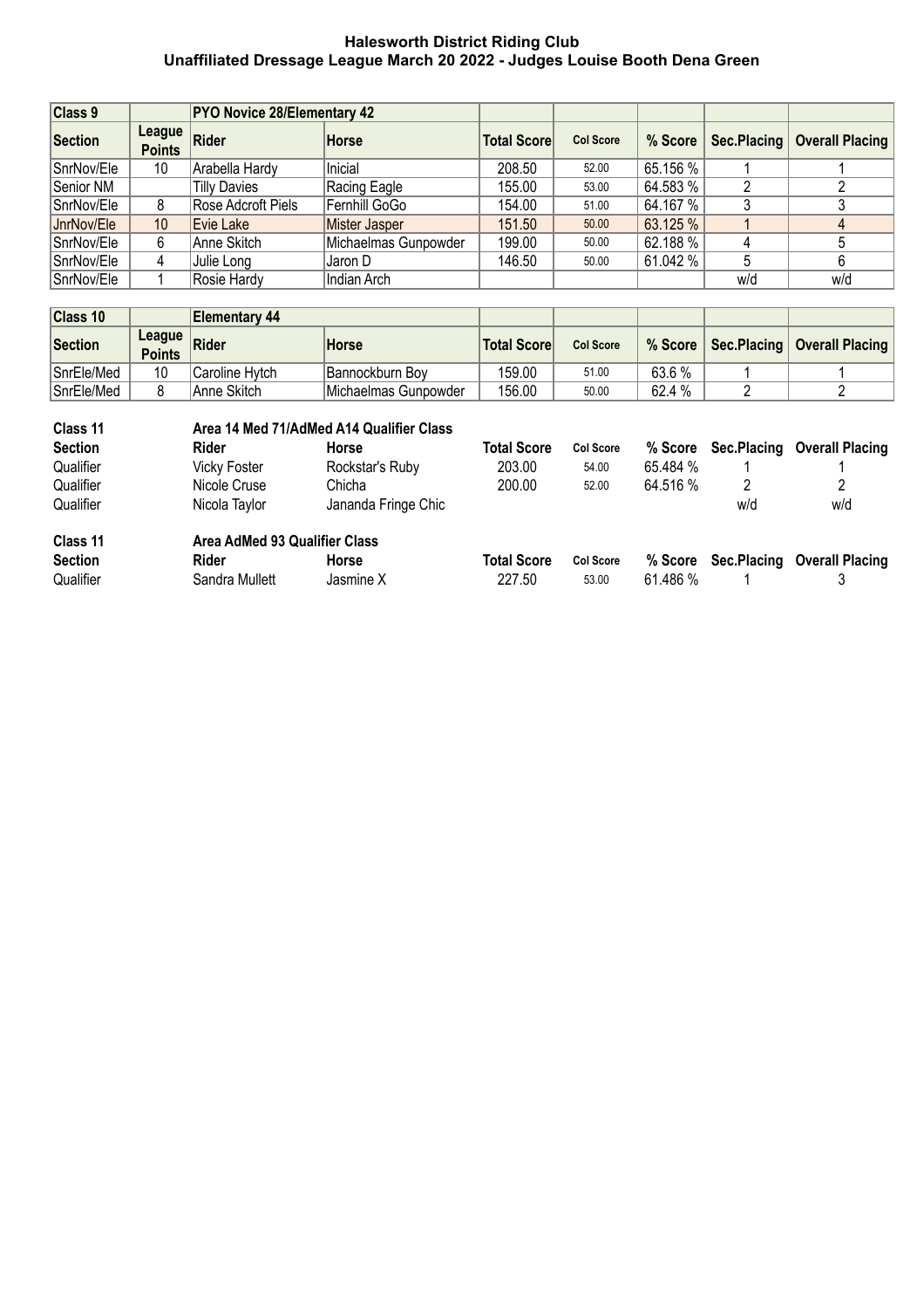# Halesworth District Riding Club
## Unaffiliated Dressage League March 20 2022 - Judges Louise Booth Dena Green

| Class 9 | | PYO Novice 28/Elementary 42 | | | | | | |
|---|---|---|---|---|---|---|---|---|
| **Section** | **League Points** | **Rider** | **Horse** | **Total Score** | **Col Score** | **% Score** | **Sec.Placing** | **Overall Placing** |
| SnrNov/Ele | 10 | Arabella Hardy | Inicial | 208.50 | 52.00 | 65.156 % | 1 | 1 |
| Senior NM | | Tilly Davies | Racing Eagle | 155.00 | 53.00 | 64.583 % | 2 | 2 |
| SnrNov/Ele | 8 | Rose Adcroft Piels | Fernhill GoGo | 154.00 | 51.00 | 64.167 % | 3 | 3 |
| JnrNov/Ele | 10 | Evie Lake | Mister Jasper | 151.50 | 50.00 | 63.125 % | 1 | 4 |
| SnrNov/Ele | 6 | Anne Skitch | Michaelmas Gunpowder | 199.00 | 50.00 | 62.188 % | 4 | 5 |
| SnrNov/Ele | 4 | Julie Long | Jaron D | 146.50 | 50.00 | 61.042 % | 5 | 6 |
| SnrNov/Ele | 1 | Rosie Hardy | Indian Arch | | | | w/d | w/d |

| Class 10 | | Elementary 44 | | | | | | |
|---|---|---|---|---|---|---|---|---|
| **Section** | **League Points** | **Rider** | **Horse** | **Total Score** | **Col Score** | **% Score** | **Sec.Placing** | **Overall Placing** |
| SnrEle/Med | 10 | Caroline Hytch | Bannockburn Boy | 159.00 | 51.00 | 63.6 % | 1 | 1 |
| SnrEle/Med | 8 | Anne Skitch | Michaelmas Gunpowder | 156.00 | 50.00 | 62.4 % | 2 | 2 |

| Class 11 | Area 14 Med 71/AdMed A14 Qualifier Class | | | | | | |
|---|---|---|---|---|---|---|---|
| **Section** | **Rider** | **Horse** | **Total Score** | **Col Score** | **% Score** | **Sec.Placing** | **Overall Placing** |
| Qualifier | Vicky Foster | Rockstar's Ruby | 203.00 | 54.00 | 65.484 % | 1 | 1 |
| Qualifier | Nicole Cruse | Chicha | 200.00 | 52.00 | 64.516 % | 2 | 2 |
| Qualifier | Nicola Taylor | Jananda Fringe Chic | | | | w/d | w/d |

| Class 11 | Area AdMed 93 Qualifier Class | | | | | | |
|---|---|---|---|---|---|---|---|
| **Section** | **Rider** | **Horse** | **Total Score** | **Col Score** | **% Score** | **Sec.Placing** | **Overall Placing** |
| Qualifier | Sandra Mullett | Jasmine X | 227.50 | 53.00 | 61.486 % | 1 | 3 |